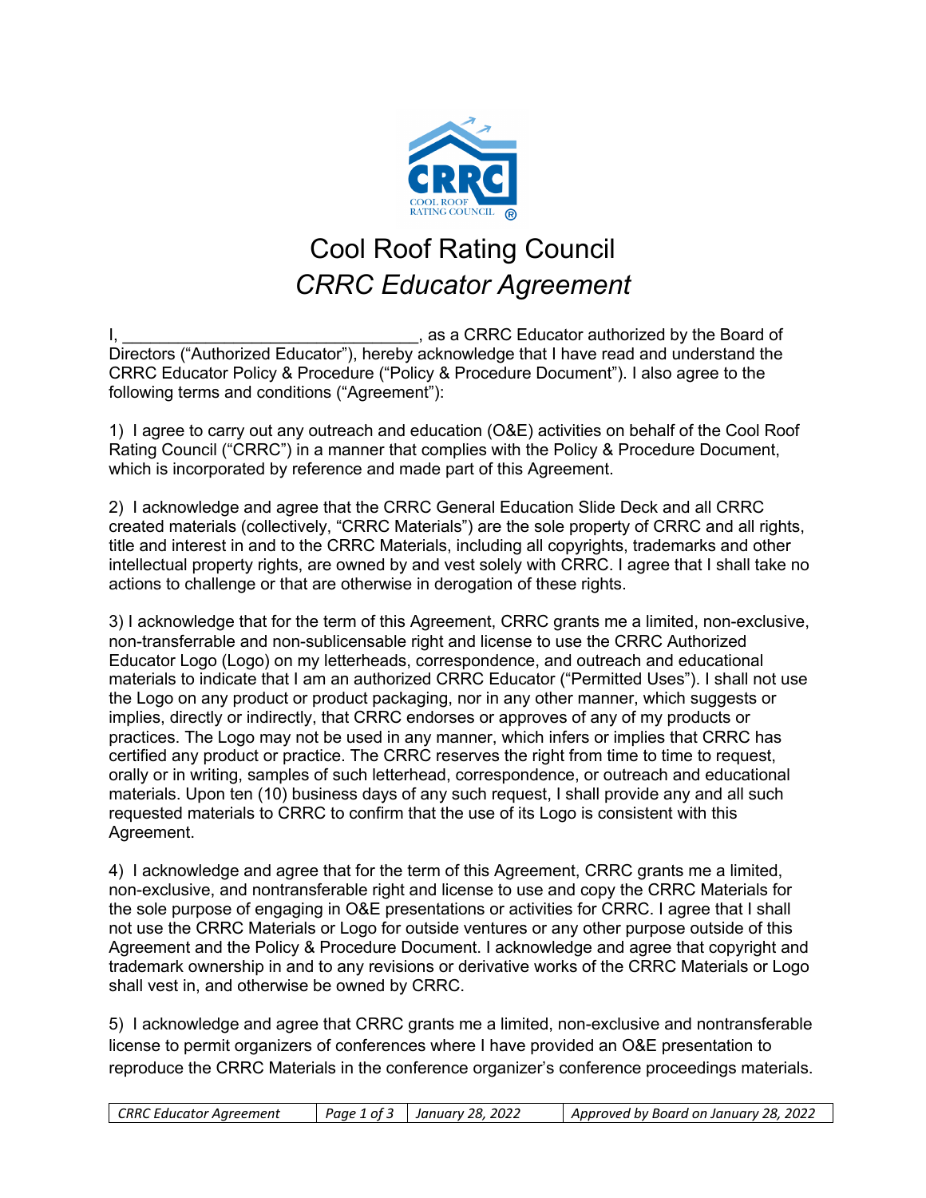# Cool Roof Rating Council

## *CRRC Educator Agreement*

I, ______________________________, as a CRRC Educator authorized by the Board of Directors ("Authorized Educator"), hereby acknowledge that I have read and understand the CRRC Educator Policy & Procedure ("Policy & Procedure Document"). I also agree to the following terms and conditions ("Agreement"):

1) I agree to carry out any outreach and education (O&E) activities on behalf of the Cool Roof Rating Council ("CRRC") in a manner that complies with the Policy & Procedure Document, which is incorporated by reference and made part of this Agreement.

2) I acknowledge and agree that the CRRC General Education Slide Deck and all CRRC created materials (collectively, "CRRC Materials") are the sole property of CRRC and all rights, title and interest in and to the CRRC Materials, including all copyrights, trademarks and other intellectual property rights, are owned by and vest solely with CRRC. I agree that I shall take no actions to challenge or that are otherwise in derogation of these rights.

3) I acknowledge that for the term of this Agreement, CRRC grants me a limited, non-exclusive, non-transferrable and non-sublicensable right and license to use the CRRC Authorized Educator Logo (Logo) on my letterheads, correspondence, and outreach and educational materials to indicate that I am an authorized CRRC Educator ("Permitted Uses"). I shall not use the Logo on any product or product packaging, nor in any other manner, which suggests or implies, directly or indirectly, that CRRC endorses or approves of any of my products or practices. The Logo may not be used in any manner, which infers or implies that CRRC has certified any product or practice. The CRRC reserves the right from time to time to request, orally or in writing, samples of such letterhead, correspondence, or outreach and educational materials. Upon ten (10) business days of any such request, I shall provide any and all such requested materials to CRRC to confirm that the use of its Logo is consistent with this Agreement.

4) I acknowledge and agree that for the term of this Agreement, CRRC grants me a limited, non-exclusive, and nontransferable right and license to use and copy the CRRC Materials for the sole purpose of engaging in O&E presentations or activities for CRRC. I agree that I shall not use the CRRC Materials or Logo for outside ventures or any other purpose outside of this Agreement and the Policy & Procedure Document. I acknowledge and agree that copyright and trademark ownership in and to any revisions or derivative works of the CRRC Materials or Logo shall vest in, and otherwise be owned by CRRC.

5) I acknowledge and agree that CRRC grants me a limited, non-exclusive and nontransferable license to permit organizers of conferences where I have provided an O&E presentation to reproduce the CRRC Materials in the conference organizer's conference proceedings materials.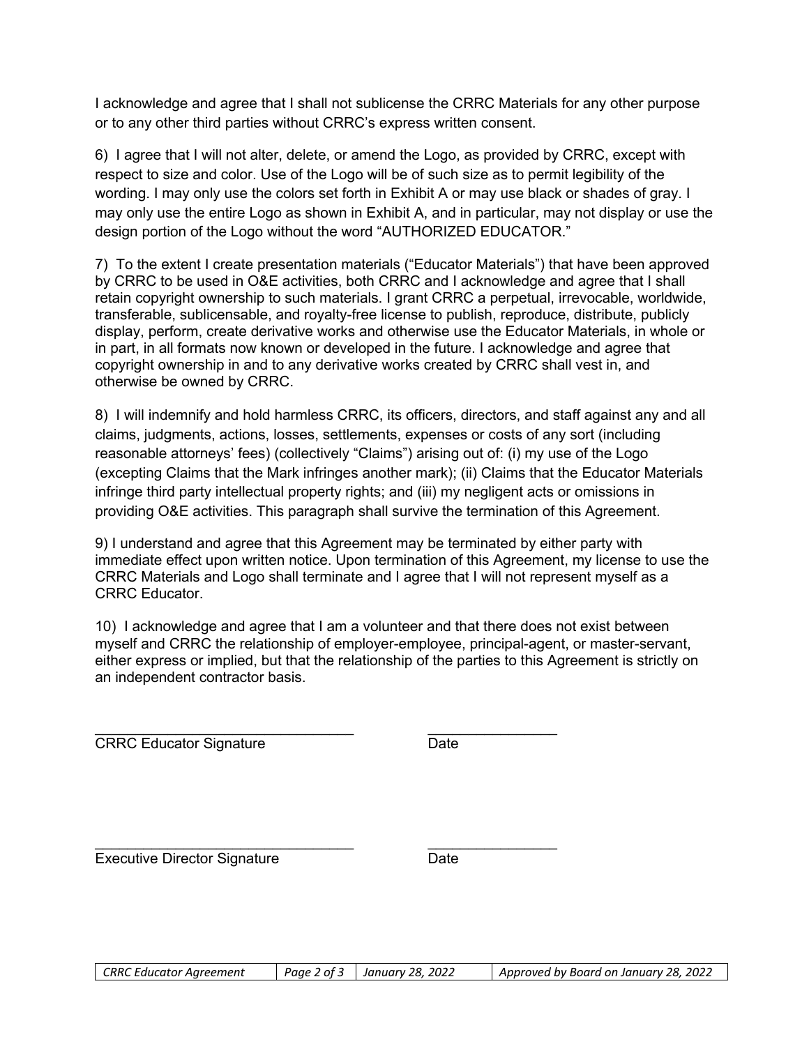I acknowledge and agree that I shall not sublicense the CRRC Materials for any other purpose or to any other third parties without CRRC's express written consent.

6) I agree that I will not alter, delete, or amend the Logo, as provided by CRRC, except with respect to size and color. Use of the Logo will be of such size as to permit legibility of the wording. I may only use the colors set forth in Exhibit A or may use black or shades of gray. I may only use the entire Logo as shown in Exhibit A, and in particular, may not display or use the design portion of the Logo without the word "AUTHORIZED EDUCATOR."

7) To the extent I create presentation materials ("Educator Materials") that have been approved by CRRC to be used in O&E activities, both CRRC and I acknowledge and agree that I shall retain copyright ownership to such materials. I grant CRRC a perpetual, irrevocable, worldwide, transferable, sublicensable, and royalty-free license to publish, reproduce, distribute, publicly display, perform, create derivative works and otherwise use the Educator Materials, in whole or in part, in all formats now known or developed in the future. I acknowledge and agree that copyright ownership in and to any derivative works created by CRRC shall vest in, and otherwise be owned by CRRC.

8) I will indemnify and hold harmless CRRC, its officers, directors, and staff against any and all claims, judgments, actions, losses, settlements, expenses or costs of any sort (including reasonable attorneys' fees) (collectively "Claims") arising out of: (i) my use of the Logo (excepting Claims that the Mark infringes another mark); (ii) Claims that the Educator Materials infringe third party intellectual property rights; and (iii) my negligent acts or omissions in providing O&E activities. This paragraph shall survive the termination of this Agreement.

9) I understand and agree that this Agreement may be terminated by either party with immediate effect upon written notice. Upon termination of this Agreement, my license to use the CRRC Materials and Logo shall terminate and I agree that I will not represent myself as a CRRC Educator.

10) I acknowledge and agree that I am a volunteer and that there does not exist between myself and CRRC the relationship of employer-employee, principal-agent, or master-servant, either express or implied, but that the relationship of the parties to this Agreement is strictly on an independent contractor basis.

_________________________________ ________________
CRRC Educator Signature Date

_________________________________ ________________
Executive Director Signature Date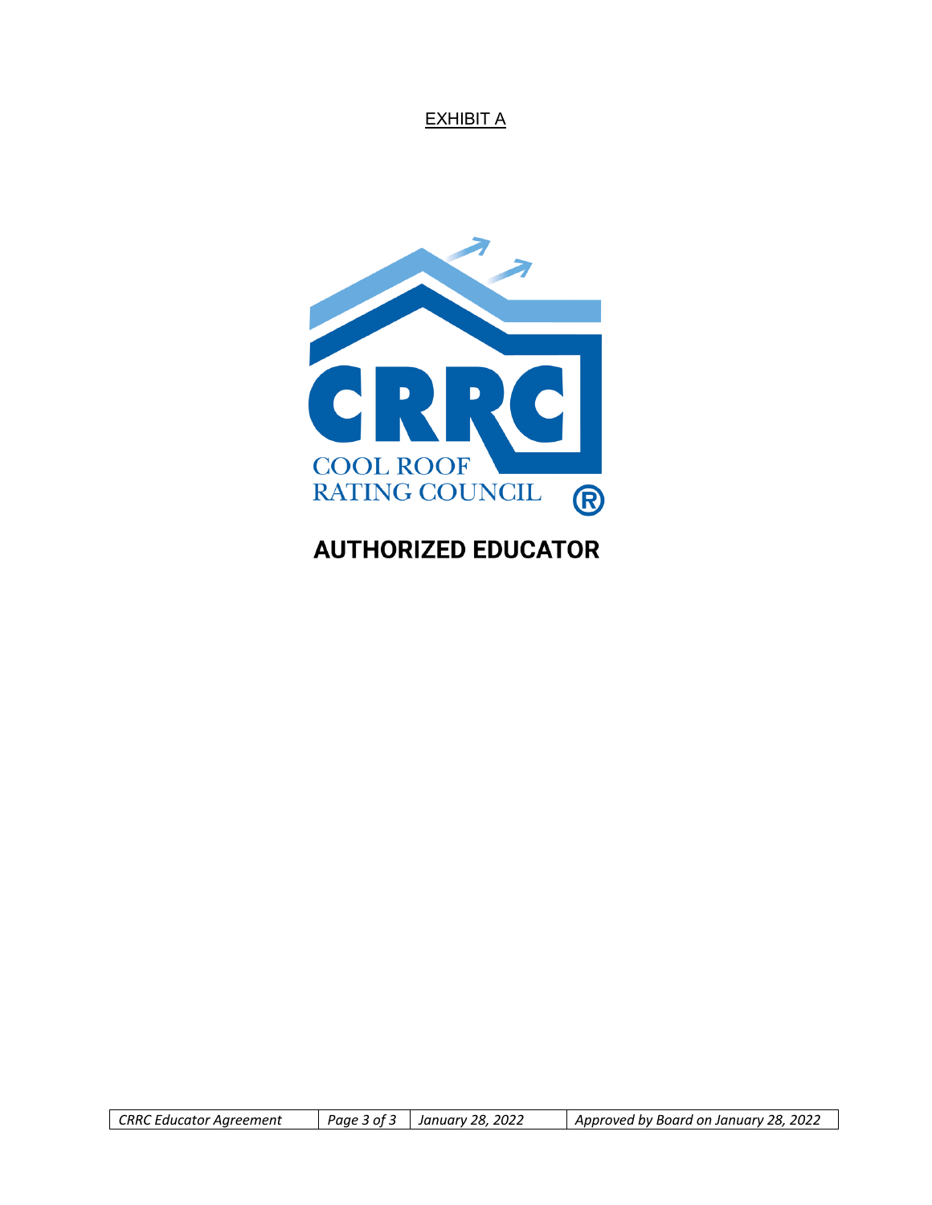EXHIBIT A

CRRC

COOL ROOF
RATING COUNCIL

**AUTHORIZED EDUCATOR**